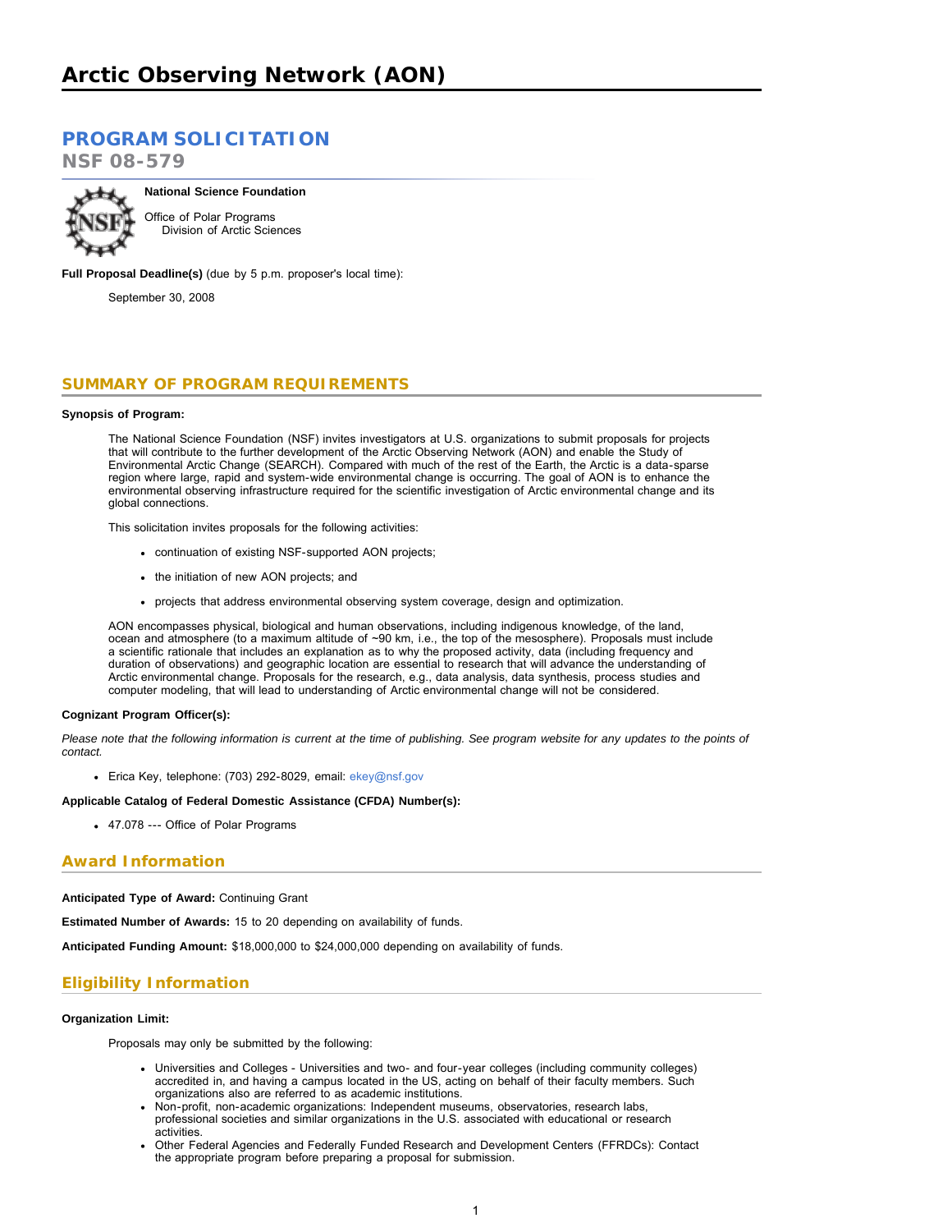# Arctic Observing Network (AON)

## PROGRAM SOLICITATION

**NSF 08-579**

**National Science Foundation**

Office of Polar Programs
Division of Arctic Sciences

**Full Proposal Deadline(s)** (due by 5 p.m. proposer's local time):

September 30, 2008

## SUMMARY OF PROGRAM REQUIREMENTS

**Synopsis of Program:**

The National Science Foundation (NSF) invites investigators at U.S. organizations to submit proposals for projects that will contribute to the further development of the Arctic Observing Network (AON) and enable the Study of Environmental Arctic Change (SEARCH). Compared with much of the rest of the Earth, the Arctic is a data-sparse region where large, rapid and system-wide environmental change is occurring. The goal of AON is to enhance the environmental observing infrastructure required for the scientific investigation of Arctic environmental change and its global connections.

This solicitation invites proposals for the following activities:

- continuation of existing NSF-supported AON projects;
- the initiation of new AON projects; and
- projects that address environmental observing system coverage, design and optimization.

AON encompasses physical, biological and human observations, including indigenous knowledge, of the land, ocean and atmosphere (to a maximum altitude of ~90 km, i.e., the top of the mesosphere). Proposals must include a scientific rationale that includes an explanation as to why the proposed activity, data (including frequency and duration of observations) and geographic location are essential to research that will advance the understanding of Arctic environmental change. Proposals for the research, e.g., data analysis, data synthesis, process studies and computer modeling, that will lead to understanding of Arctic environmental change will not be considered.

**Cognizant Program Officer(s):**

*Please note that the following information is current at the time of publishing. See program website for any updates to the points of contact.*

- Erica Key, telephone: (703) 292-8029, email: ekey@nsf.gov

**Applicable Catalog of Federal Domestic Assistance (CFDA) Number(s):**

- 47.078 --- Office of Polar Programs

## Award Information

**Anticipated Type of Award:** Continuing Grant

**Estimated Number of Awards:** 15 to 20 depending on availability of funds.

**Anticipated Funding Amount:** $18,000,000 to $24,000,000 depending on availability of funds.

## Eligibility Information

**Organization Limit:**

Proposals may only be submitted by the following:

- Universities and Colleges - Universities and two- and four-year colleges (including community colleges) accredited in, and having a campus located in the US, acting on behalf of their faculty members. Such organizations also are referred to as academic institutions.
- Non-profit, non-academic organizations: Independent museums, observatories, research labs, professional societies and similar organizations in the U.S. associated with educational or research activities.
- Other Federal Agencies and Federally Funded Research and Development Centers (FFRDCs): Contact the appropriate program before preparing a proposal for submission.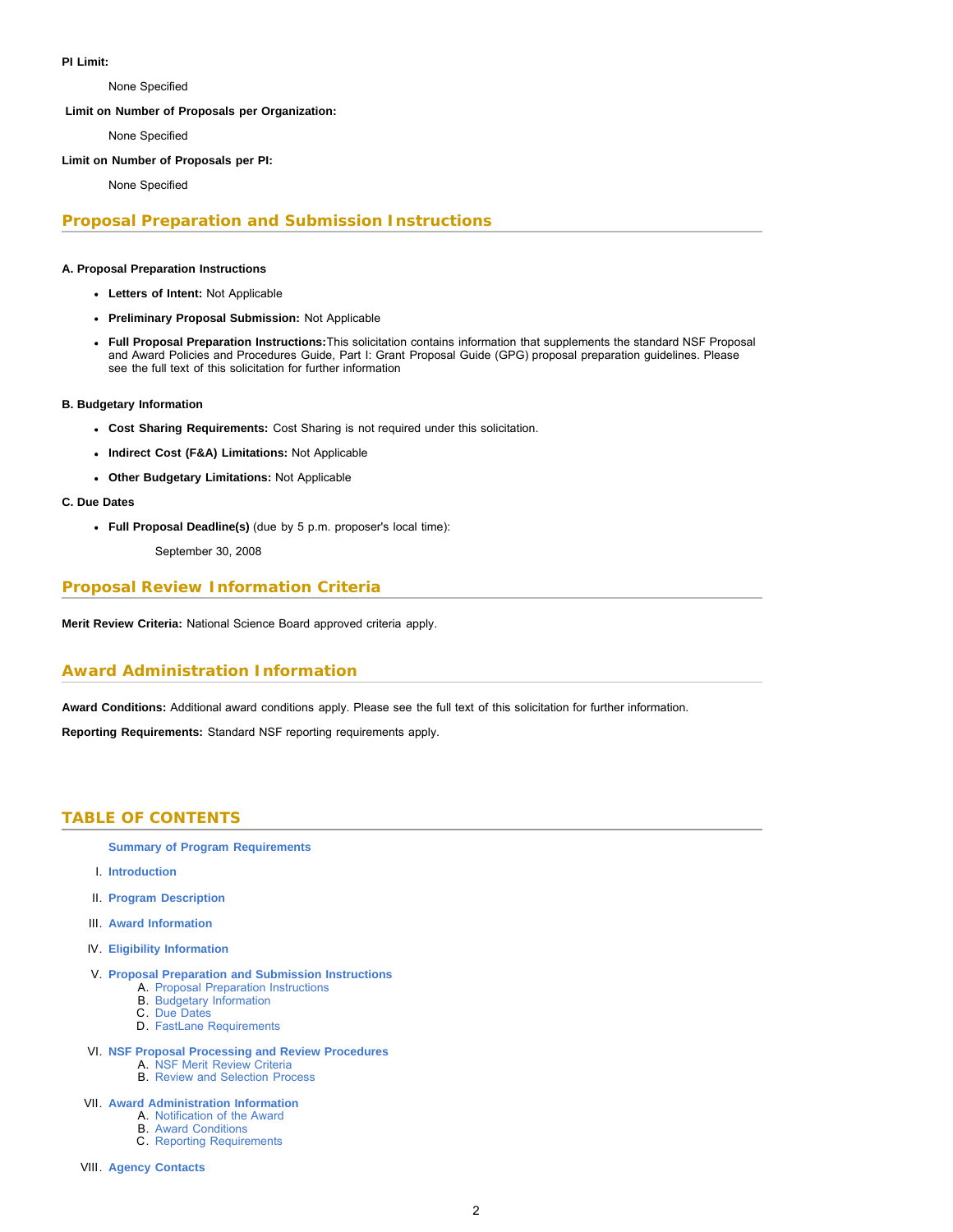**PI Limit:**

None Specified

**Limit on Number of Proposals per Organization:**

None Specified

**Limit on Number of Proposals per PI:**

None Specified

## Proposal Preparation and Submission Instructions

**A. Proposal Preparation Instructions**

- **Letters of Intent:** Not Applicable
- **Preliminary Proposal Submission:** Not Applicable
- **Full Proposal Preparation Instructions:** This solicitation contains information that supplements the standard NSF Proposal and Award Policies and Procedures Guide, Part I: Grant Proposal Guide (GPG) proposal preparation guidelines. Please see the full text of this solicitation for further information

**B. Budgetary Information**

- **Cost Sharing Requirements:** Cost Sharing is not required under this solicitation.
- **Indirect Cost (F&A) Limitations:** Not Applicable
- **Other Budgetary Limitations:** Not Applicable

**C. Due Dates**

- **Full Proposal Deadline(s)** (due by 5 p.m. proposer's local time):

  September 30, 2008

## Proposal Review Information Criteria

**Merit Review Criteria:** National Science Board approved criteria apply.

## Award Administration Information

**Award Conditions:** Additional award conditions apply. Please see the full text of this solicitation for further information.

**Reporting Requirements:** Standard NSF reporting requirements apply.

## TABLE OF CONTENTS

**Summary of Program Requirements**

I. **Introduction**

II. **Program Description**

III. **Award Information**

IV. **Eligibility Information**

V. **Proposal Preparation and Submission Instructions**
   - A. Proposal Preparation Instructions
   - B. Budgetary Information
   - C. Due Dates
   - D. FastLane Requirements

VI. **NSF Proposal Processing and Review Procedures**
   - A. NSF Merit Review Criteria
   - B. Review and Selection Process

VII. **Award Administration Information**
   - A. Notification of the Award
   - B. Award Conditions
   - C. Reporting Requirements

VIII. **Agency Contacts**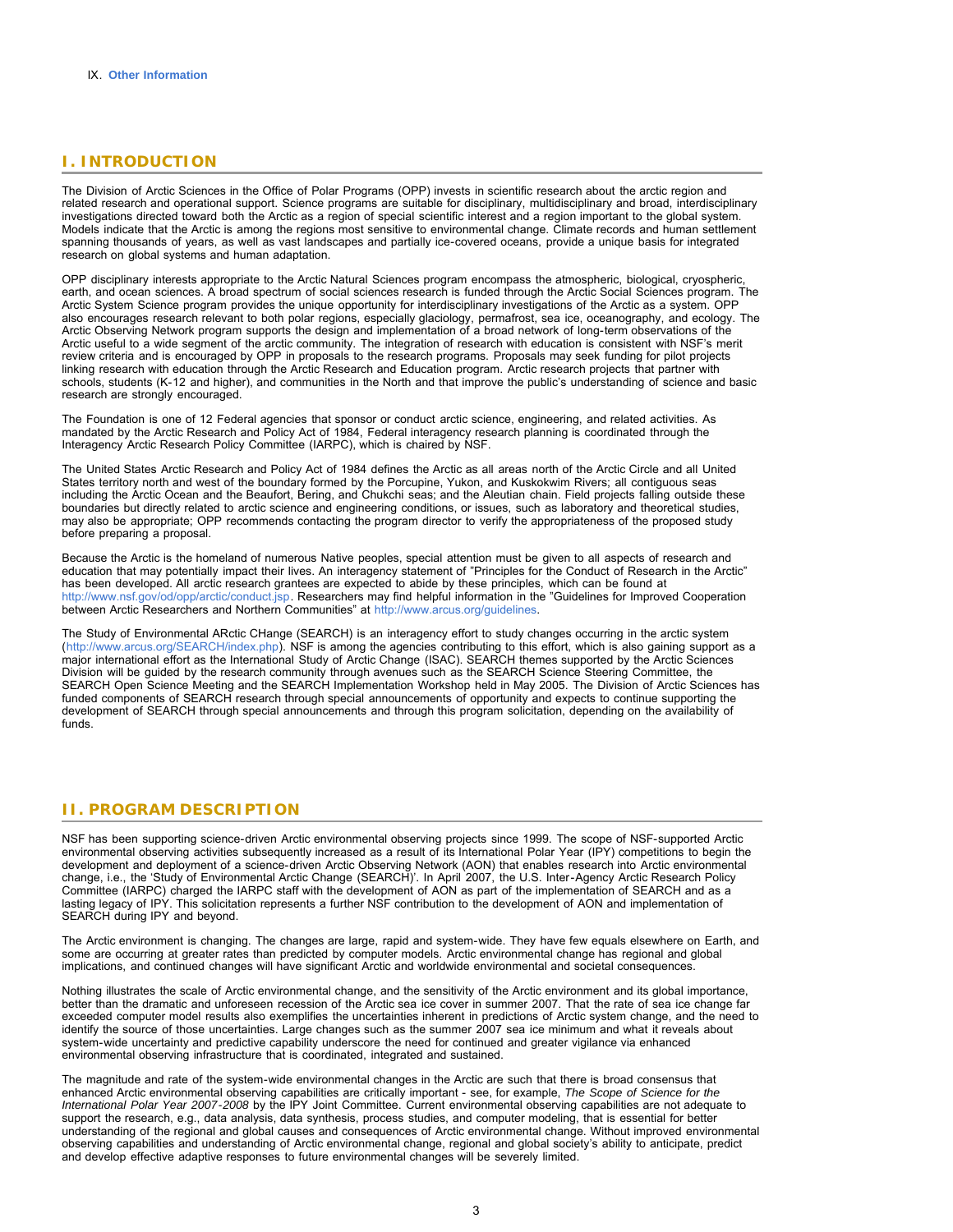IX. **Other Information**

## I. INTRODUCTION

The Division of Arctic Sciences in the Office of Polar Programs (OPP) invests in scientific research about the arctic region and related research and operational support. Science programs are suitable for disciplinary, multidisciplinary and broad, interdisciplinary investigations directed toward both the Arctic as a region of special scientific interest and a region important to the global system. Models indicate that the Arctic is among the regions most sensitive to environmental change. Climate records and human settlement spanning thousands of years, as well as vast landscapes and partially ice-covered oceans, provide a unique basis for integrated research on global systems and human adaptation.

OPP disciplinary interests appropriate to the Arctic Natural Sciences program encompass the atmospheric, biological, cryospheric, earth, and ocean sciences. A broad spectrum of social sciences research is funded through the Arctic Social Sciences program. The Arctic System Science program provides the unique opportunity for interdisciplinary investigations of the Arctic as a system. OPP also encourages research relevant to both polar regions, especially glaciology, permafrost, sea ice, oceanography, and ecology. The Arctic Observing Network program supports the design and implementation of a broad network of long-term observations of the Arctic useful to a wide segment of the arctic community. The integration of research with education is consistent with NSF's merit review criteria and is encouraged by OPP in proposals to the research programs. Proposals may seek funding for pilot projects linking research with education through the Arctic Research and Education program. Arctic research projects that partner with schools, students (K-12 and higher), and communities in the North and that improve the public's understanding of science and basic research are strongly encouraged.

The Foundation is one of 12 Federal agencies that sponsor or conduct arctic science, engineering, and related activities. As mandated by the Arctic Research and Policy Act of 1984, Federal interagency research planning is coordinated through the Interagency Arctic Research Policy Committee (IARPC), which is chaired by NSF.

The United States Arctic Research and Policy Act of 1984 defines the Arctic as all areas north of the Arctic Circle and all United States territory north and west of the boundary formed by the Porcupine, Yukon, and Kuskokwim Rivers; all contiguous seas including the Arctic Ocean and the Beaufort, Bering, and Chukchi seas; and the Aleutian chain. Field projects falling outside these boundaries but directly related to arctic science and engineering conditions, or issues, such as laboratory and theoretical studies, may also be appropriate; OPP recommends contacting the program director to verify the appropriateness of the proposed study before preparing a proposal.

Because the Arctic is the homeland of numerous Native peoples, special attention must be given to all aspects of research and education that may potentially impact their lives. An interagency statement of "Principles for the Conduct of Research in the Arctic" has been developed. All arctic research grantees are expected to abide by these principles, which can be found at http://www.nsf.gov/od/opp/arctic/conduct.jsp. Researchers may find helpful information in the "Guidelines for Improved Cooperation between Arctic Researchers and Northern Communities" at http://www.arcus.org/guidelines.

The Study of Environmental ARctic CHange (SEARCH) is an interagency effort to study changes occurring in the arctic system (http://www.arcus.org/SEARCH/index.php). NSF is among the agencies contributing to this effort, which is also gaining support as a major international effort as the International Study of Arctic Change (ISAC). SEARCH themes supported by the Arctic Sciences Division will be guided by the research community through avenues such as the SEARCH Science Steering Committee, the SEARCH Open Science Meeting and the SEARCH Implementation Workshop held in May 2005. The Division of Arctic Sciences has funded components of SEARCH research through special announcements of opportunity and expects to continue supporting the development of SEARCH through special announcements and through this program solicitation, depending on the availability of funds.

## II. PROGRAM DESCRIPTION

NSF has been supporting science-driven Arctic environmental observing projects since 1999. The scope of NSF-supported Arctic environmental observing activities subsequently increased as a result of its International Polar Year (IPY) competitions to begin the development and deployment of a science-driven Arctic Observing Network (AON) that enables research into Arctic environmental change, i.e., the 'Study of Environmental Arctic Change (SEARCH)'. In April 2007, the U.S. Inter-Agency Arctic Research Policy Committee (IARPC) charged the IARPC staff with the development of AON as part of the implementation of SEARCH and as a lasting legacy of IPY. This solicitation represents a further NSF contribution to the development of AON and implementation of SEARCH during IPY and beyond.

The Arctic environment is changing. The changes are large, rapid and system-wide. They have few equals elsewhere on Earth, and some are occurring at greater rates than predicted by computer models. Arctic environmental change has regional and global implications, and continued changes will have significant Arctic and worldwide environmental and societal consequences.

Nothing illustrates the scale of Arctic environmental change, and the sensitivity of the Arctic environment and its global importance, better than the dramatic and unforeseen recession of the Arctic sea ice cover in summer 2007. That the rate of sea ice change far exceeded computer model results also exemplifies the uncertainties inherent in predictions of Arctic system change, and the need to identify the source of those uncertainties. Large changes such as the summer 2007 sea ice minimum and what it reveals about system-wide uncertainty and predictive capability underscore the need for continued and greater vigilance via enhanced environmental observing infrastructure that is coordinated, integrated and sustained.

The magnitude and rate of the system-wide environmental changes in the Arctic are such that there is broad consensus that enhanced Arctic environmental observing capabilities are critically important - see, for example, *The Scope of Science for the International Polar Year 2007-2008* by the IPY Joint Committee. Current environmental observing capabilities are not adequate to support the research, e.g., data analysis, data synthesis, process studies, and computer modeling, that is essential for better understanding of the regional and global causes and consequences of Arctic environmental change. Without improved environmental observing capabilities and understanding of Arctic environmental change, regional and global society's ability to anticipate, predict and develop effective adaptive responses to future environmental changes will be severely limited.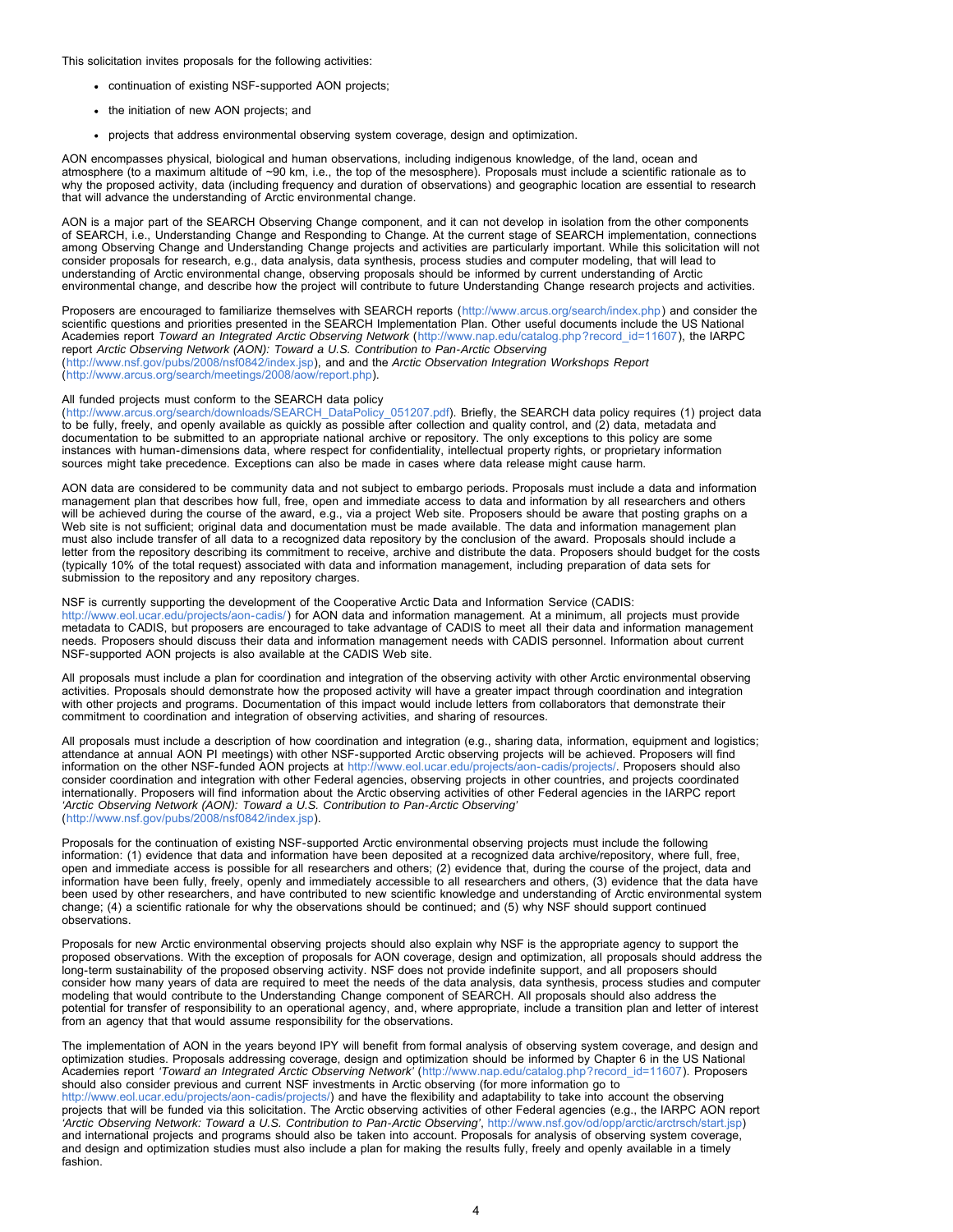This solicitation invites proposals for the following activities:

- continuation of existing NSF-supported AON projects;
- the initiation of new AON projects; and
- projects that address environmental observing system coverage, design and optimization.

AON encompasses physical, biological and human observations, including indigenous knowledge, of the land, ocean and atmosphere (to a maximum altitude of ~90 km, i.e., the top of the mesosphere). Proposals must include a scientific rationale as to why the proposed activity, data (including frequency and duration of observations) and geographic location are essential to research that will advance the understanding of Arctic environmental change.

AON is a major part of the SEARCH Observing Change component, and it can not develop in isolation from the other components of SEARCH, i.e., Understanding Change and Responding to Change. At the current stage of SEARCH implementation, connections among Observing Change and Understanding Change projects and activities are particularly important. While this solicitation will not consider proposals for research, e.g., data analysis, data synthesis, process studies and computer modeling, that will lead to understanding of Arctic environmental change, observing proposals should be informed by current understanding of Arctic environmental change, and describe how the project will contribute to future Understanding Change research projects and activities.

Proposers are encouraged to familiarize themselves with SEARCH reports (http://www.arcus.org/search/index.php) and consider the scientific questions and priorities presented in the SEARCH Implementation Plan. Other useful documents include the US National Academies report *Toward an Integrated Arctic Observing Network* (http://www.nap.edu/catalog.php?record_id=11607), the IARPC report *Arctic Observing Network (AON): Toward a U.S. Contribution to Pan-Arctic Observing* (http://www.nsf.gov/pubs/2008/nsf0842/index.jsp), and and the *Arctic Observation Integration Workshops Report* (http://www.arcus.org/search/meetings/2008/aow/report.php).

All funded projects must conform to the SEARCH data policy (http://www.arcus.org/search/downloads/SEARCH_DataPolicy_051207.pdf). Briefly, the SEARCH data policy requires (1) project data to be fully, freely, and openly available as quickly as possible after collection and quality control, and (2) data, metadata and documentation to be submitted to an appropriate national archive or repository. The only exceptions to this policy are some instances with human-dimensions data, where respect for confidentiality, intellectual property rights, or proprietary information sources might take precedence. Exceptions can also be made in cases where data release might cause harm.

AON data are considered to be community data and not subject to embargo periods. Proposals must include a data and information management plan that describes how full, free, open and immediate access to data and information by all researchers and others will be achieved during the course of the award, e.g., via a project Web site. Proposers should be aware that posting graphs on a Web site is not sufficient; original data and documentation must be made available. The data and information management plan must also include transfer of all data to a recognized data repository by the conclusion of the award. Proposals should include a letter from the repository describing its commitment to receive, archive and distribute the data. Proposers should budget for the costs (typically 10% of the total request) associated with data and information management, including preparation of data sets for submission to the repository and any repository charges.

NSF is currently supporting the development of the Cooperative Arctic Data and Information Service (CADIS: http://www.eol.ucar.edu/projects/aon-cadis/) for AON data and information management. At a minimum, all projects must provide metadata to CADIS, but proposers are encouraged to take advantage of CADIS to meet all their data and information management needs. Proposers should discuss their data and information management needs with CADIS personnel. Information about current NSF-supported AON projects is also available at the CADIS Web site.

All proposals must include a plan for coordination and integration of the observing activity with other Arctic environmental observing activities. Proposals should demonstrate how the proposed activity will have a greater impact through coordination and integration with other projects and programs. Documentation of this impact would include letters from collaborators that demonstrate their commitment to coordination and integration of observing activities, and sharing of resources.

All proposals must include a description of how coordination and integration (e.g., sharing data, information, equipment and logistics; attendance at annual AON PI meetings) with other NSF-supported Arctic observing projects will be achieved. Proposers will find information on the other NSF-funded AON projects at http://www.eol.ucar.edu/projects/aon-cadis/projects/. Proposers should also consider coordination and integration with other Federal agencies, observing projects in other countries, and projects coordinated internationally. Proposers will find information about the Arctic observing activities of other Federal agencies in the IARPC report *'Arctic Observing Network (AON): Toward a U.S. Contribution to Pan-Arctic Observing'* (http://www.nsf.gov/pubs/2008/nsf0842/index.jsp).

Proposals for the continuation of existing NSF-supported Arctic environmental observing projects must include the following information: (1) evidence that data and information have been deposited at a recognized data archive/repository, where full, free, open and immediate access is possible for all researchers and others; (2) evidence that, during the course of the project, data and information have been fully, freely, openly and immediately accessible to all researchers and others, (3) evidence that the data have been used by other researchers, and have contributed to new scientific knowledge and understanding of Arctic environmental system change; (4) a scientific rationale for why the observations should be continued; and (5) why NSF should support continued observations.

Proposals for new Arctic environmental observing projects should also explain why NSF is the appropriate agency to support the proposed observations. With the exception of proposals for AON coverage, design and optimization, all proposals should address the long-term sustainability of the proposed observing activity. NSF does not provide indefinite support, and all proposers should consider how many years of data are required to meet the needs of the data analysis, data synthesis, process studies and computer modeling that would contribute to the Understanding Change component of SEARCH. All proposals should also address the potential for transfer of responsibility to an operational agency, and, where appropriate, include a transition plan and letter of interest from an agency that that would assume responsibility for the observations.

The implementation of AON in the years beyond IPY will benefit from formal analysis of observing system coverage, and design and optimization studies. Proposals addressing coverage, design and optimization should be informed by Chapter 6 in the US National Academies report *'Toward an Integrated Arctic Observing Network'* (http://www.nap.edu/catalog.php?record_id=11607). Proposers should also consider previous and current NSF investments in Arctic observing (for more information go to http://www.eol.ucar.edu/projects/aon-cadis/projects/) and have the flexibility and adaptability to take into account the observing projects that will be funded via this solicitation. The Arctic observing activities of other Federal agencies (e.g., the IARPC AON report *'Arctic Observing Network: Toward a U.S. Contribution to Pan-Arctic Observing'*, http://www.nsf.gov/od/opp/arctic/arctrsch/start.jsp) and international projects and programs should also be taken into account. Proposals for analysis of observing system coverage, and design and optimization studies must also include a plan for making the results fully, freely and openly available in a timely fashion.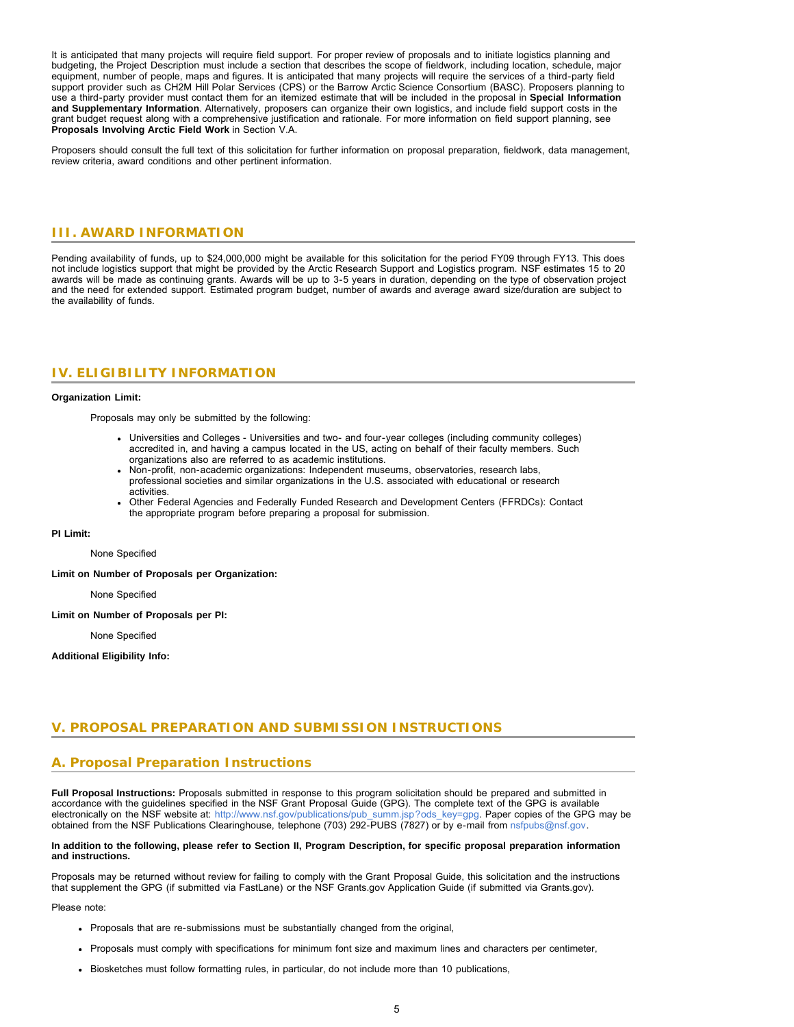It is anticipated that many projects will require field support. For proper review of proposals and to initiate logistics planning and budgeting, the Project Description must include a section that describes the scope of fieldwork, including location, schedule, major equipment, number of people, maps and figures. It is anticipated that many projects will require the services of a third-party field support provider such as CH2M Hill Polar Services (CPS) or the Barrow Arctic Science Consortium (BASC). Proposers planning to use a third-party provider must contact them for an itemized estimate that will be included in the proposal in **Special Information and Supplementary Information**. Alternatively, proposers can organize their own logistics, and include field support costs in the grant budget request along with a comprehensive justification and rationale. For more information on field support planning, see **Proposals Involving Arctic Field Work** in Section V.A.

Proposers should consult the full text of this solicitation for further information on proposal preparation, fieldwork, data management, review criteria, award conditions and other pertinent information.

## III. AWARD INFORMATION

Pending availability of funds, up to $24,000,000 might be available for this solicitation for the period FY09 through FY13. This does not include logistics support that might be provided by the Arctic Research Support and Logistics program. NSF estimates 15 to 20 awards will be made as continuing grants. Awards will be up to 3-5 years in duration, depending on the type of observation project and the need for extended support. Estimated program budget, number of awards and average award size/duration are subject to the availability of funds.

## IV. ELIGIBILITY INFORMATION

**Organization Limit:**

Proposals may only be submitted by the following:

- Universities and Colleges - Universities and two- and four-year colleges (including community colleges) accredited in, and having a campus located in the US, acting on behalf of their faculty members. Such organizations also are referred to as academic institutions.
- Non-profit, non-academic organizations: Independent museums, observatories, research labs, professional societies and similar organizations in the U.S. associated with educational or research activities.
- Other Federal Agencies and Federally Funded Research and Development Centers (FFRDCs): Contact the appropriate program before preparing a proposal for submission.

**PI Limit:**

None Specified

**Limit on Number of Proposals per Organization:**

None Specified

**Limit on Number of Proposals per PI:**

None Specified

**Additional Eligibility Info:**

## V. PROPOSAL PREPARATION AND SUBMISSION INSTRUCTIONS

### A. Proposal Preparation Instructions

**Full Proposal Instructions:** Proposals submitted in response to this program solicitation should be prepared and submitted in accordance with the guidelines specified in the NSF Grant Proposal Guide (GPG). The complete text of the GPG is available electronically on the NSF website at: http://www.nsf.gov/publications/pub_summ.jsp?ods_key=gpg. Paper copies of the GPG may be obtained from the NSF Publications Clearinghouse, telephone (703) 292-PUBS (7827) or by e-mail from nsfpubs@nsf.gov.

**In addition to the following, please refer to Section II, Program Description, for specific proposal preparation information and instructions.**

Proposals may be returned without review for failing to comply with the Grant Proposal Guide, this solicitation and the instructions that supplement the GPG (if submitted via FastLane) or the NSF Grants.gov Application Guide (if submitted via Grants.gov).

Please note:

- Proposals that are re-submissions must be substantially changed from the original,
- Proposals must comply with specifications for minimum font size and maximum lines and characters per centimeter,
- Biosketches must follow formatting rules, in particular, do not include more than 10 publications,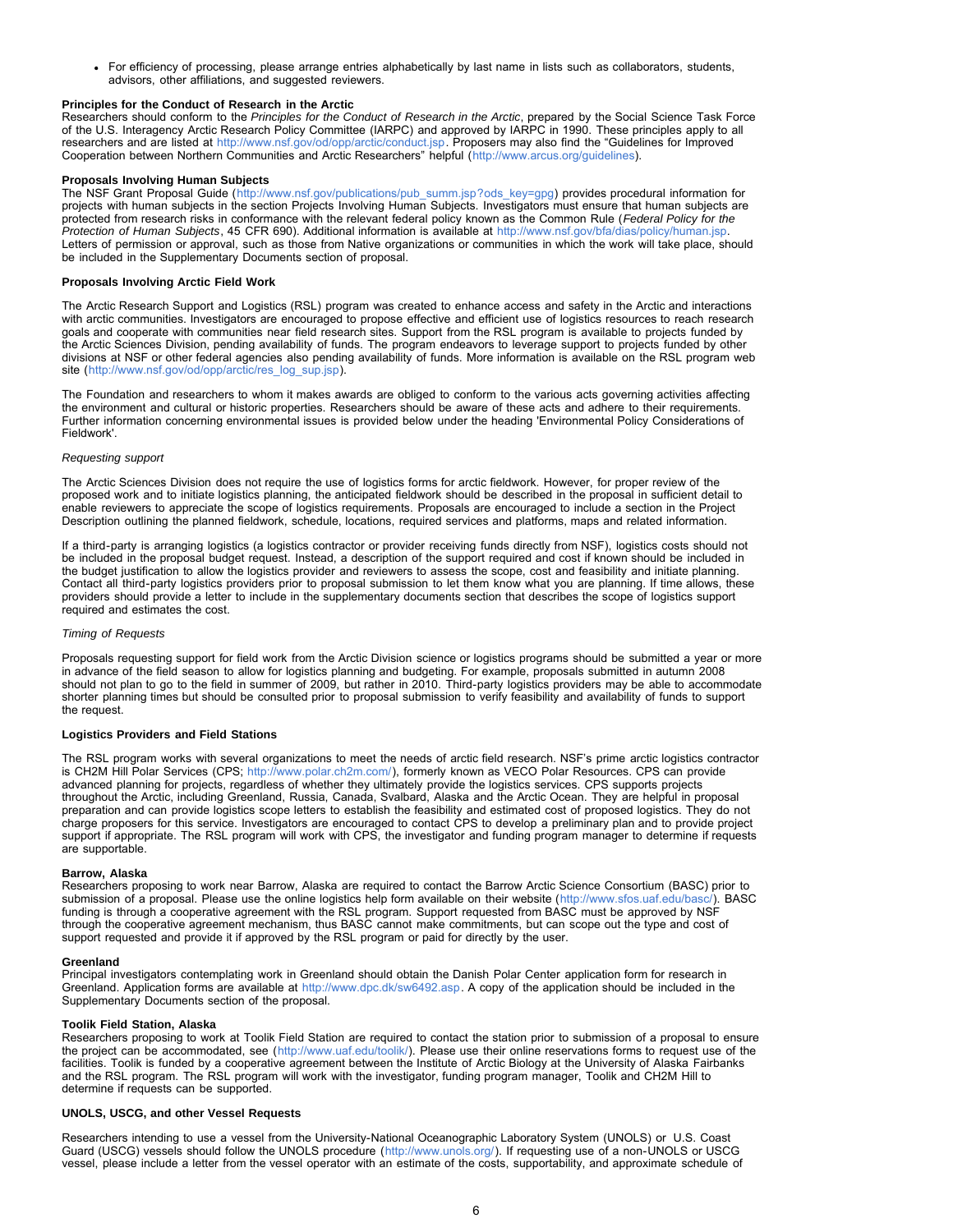- For efficiency of processing, please arrange entries alphabetically by last name in lists such as collaborators, students, advisors, other affiliations, and suggested reviewers.

**Principles for the Conduct of Research in the Arctic**
Researchers should conform to the *Principles for the Conduct of Research in the Arctic*, prepared by the Social Science Task Force of the U.S. Interagency Arctic Research Policy Committee (IARPC) and approved by IARPC in 1990. These principles apply to all researchers and are listed at http://www.nsf.gov/od/opp/arctic/conduct.jsp. Proposers may also find the "Guidelines for Improved Cooperation between Northern Communities and Arctic Researchers" helpful (http://www.arcus.org/guidelines).

**Proposals Involving Human Subjects**
The NSF Grant Proposal Guide (http://www.nsf.gov/publications/pub_summ.jsp?ods_key=gpg) provides procedural information for projects with human subjects in the section Projects Involving Human Subjects. Investigators must ensure that human subjects are protected from research risks in conformance with the relevant federal policy known as the Common Rule (*Federal Policy for the Protection of Human Subjects*, 45 CFR 690). Additional information is available at http://www.nsf.gov/bfa/dias/policy/human.jsp. Letters of permission or approval, such as those from Native organizations or communities in which the work will take place, should be included in the Supplementary Documents section of proposal.

**Proposals Involving Arctic Field Work**

The Arctic Research Support and Logistics (RSL) program was created to enhance access and safety in the Arctic and interactions with arctic communities. Investigators are encouraged to propose effective and efficient use of logistics resources to reach research goals and cooperate with communities near field research sites. Support from the RSL program is available to projects funded by the Arctic Sciences Division, pending availability of funds. The program endeavors to leverage support to projects funded by other divisions at NSF or other federal agencies also pending availability of funds. More information is available on the RSL program web site (http://www.nsf.gov/od/opp/arctic/res_log_sup.jsp).

The Foundation and researchers to whom it makes awards are obliged to conform to the various acts governing activities affecting the environment and cultural or historic properties. Researchers should be aware of these acts and adhere to their requirements. Further information concerning environmental issues is provided below under the heading 'Environmental Policy Considerations of Fieldwork'.

*Requesting support*

The Arctic Sciences Division does not require the use of logistics forms for arctic fieldwork. However, for proper review of the proposed work and to initiate logistics planning, the anticipated fieldwork should be described in the proposal in sufficient detail to enable reviewers to appreciate the scope of logistics requirements. Proposals are encouraged to include a section in the Project Description outlining the planned fieldwork, schedule, locations, required services and platforms, maps and related information.

If a third-party is arranging logistics (a logistics contractor or provider receiving funds directly from NSF), logistics costs should not be included in the proposal budget request. Instead, a description of the support required and cost if known should be included in the budget justification to allow the logistics provider and reviewers to assess the scope, cost and feasibility and initiate planning. Contact all third-party logistics providers prior to proposal submission to let them know what you are planning. If time allows, these providers should provide a letter to include in the supplementary documents section that describes the scope of logistics support required and estimates the cost.

*Timing of Requests*

Proposals requesting support for field work from the Arctic Division science or logistics programs should be submitted a year or more in advance of the field season to allow for logistics planning and budgeting. For example, proposals submitted in autumn 2008 should not plan to go to the field in summer of 2009, but rather in 2010. Third-party logistics providers may be able to accommodate shorter planning times but should be consulted prior to proposal submission to verify feasibility and availability of funds to support the request.

**Logistics Providers and Field Stations**

The RSL program works with several organizations to meet the needs of arctic field research. NSF's prime arctic logistics contractor is CH2M Hill Polar Services (CPS; http://www.polar.ch2m.com/), formerly known as VECO Polar Resources. CPS can provide advanced planning for projects, regardless of whether they ultimately provide the logistics services. CPS supports projects throughout the Arctic, including Greenland, Russia, Canada, Svalbard, Alaska and the Arctic Ocean. They are helpful in proposal preparation and can provide logistics scope letters to establish the feasibility and estimated cost of proposed logistics. They do not charge proposers for this service. Investigators are encouraged to contact CPS to develop a preliminary plan and to provide project support if appropriate. The RSL program will work with CPS, the investigator and funding program manager to determine if requests are supportable.

**Barrow, Alaska**
Researchers proposing to work near Barrow, Alaska are required to contact the Barrow Arctic Science Consortium (BASC) prior to submission of a proposal. Please use the online logistics help form available on their website (http://www.sfos.uaf.edu/basc/). BASC funding is through a cooperative agreement with the RSL program. Support requested from BASC must be approved by NSF through the cooperative agreement mechanism, thus BASC cannot make commitments, but can scope out the type and cost of support requested and provide it if approved by the RSL program or paid for directly by the user.

**Greenland**
Principal investigators contemplating work in Greenland should obtain the Danish Polar Center application form for research in Greenland. Application forms are available at http://www.dpc.dk/sw6492.asp. A copy of the application should be included in the Supplementary Documents section of the proposal.

**Toolik Field Station, Alaska**
Researchers proposing to work at Toolik Field Station are required to contact the station prior to submission of a proposal to ensure the project can be accommodated, see (http://www.uaf.edu/toolik/). Please use their online reservations forms to request use of the facilities. Toolik is funded by a cooperative agreement between the Institute of Arctic Biology at the University of Alaska Fairbanks and the RSL program. The RSL program will work with the investigator, funding program manager, Toolik and CH2M Hill to determine if requests can be supported.

**UNOLS, USCG, and other Vessel Requests**

Researchers intending to use a vessel from the University-National Oceanographic Laboratory System (UNOLS) or U.S. Coast Guard (USCG) vessels should follow the UNOLS procedure (http://www.unols.org/). If requesting use of a non-UNOLS or USCG vessel, please include a letter from the vessel operator with an estimate of the costs, supportability, and approximate schedule of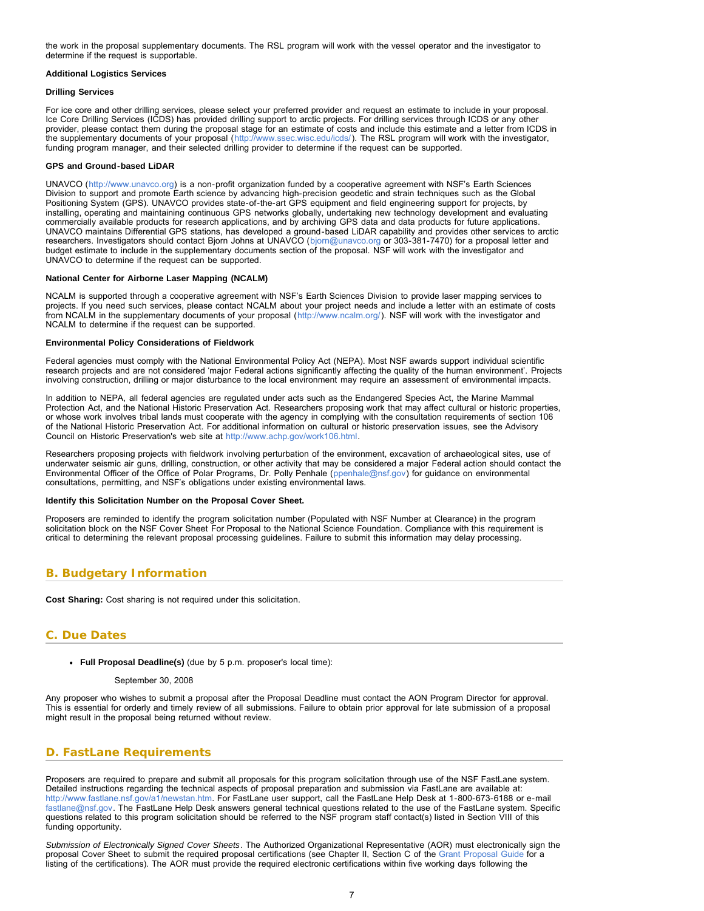the work in the proposal supplementary documents. The RSL program will work with the vessel operator and the investigator to determine if the request is supportable.

**Additional Logistics Services**

**Drilling Services**

For ice core and other drilling services, please select your preferred provider and request an estimate to include in your proposal. Ice Core Drilling Services (ICDS) has provided drilling support to arctic projects. For drilling services through ICDS or any other provider, please contact them during the proposal stage for an estimate of costs and include this estimate and a letter from ICDS in the supplementary documents of your proposal (http://www.ssec.wisc.edu/icds/). The RSL program will work with the investigator, funding program manager, and their selected drilling provider to determine if the request can be supported.

**GPS and Ground-based LiDAR**

UNAVCO (http://www.unavco.org) is a non-profit organization funded by a cooperative agreement with NSF's Earth Sciences Division to support and promote Earth science by advancing high-precision geodetic and strain techniques such as the Global Positioning System (GPS). UNAVCO provides state-of-the-art GPS equipment and field engineering support for projects, by installing, operating and maintaining continuous GPS networks globally, undertaking new technology development and evaluating commercially available products for research applications, and by archiving GPS data and data products for future applications. UNAVCO maintains Differential GPS stations, has developed a ground-based LiDAR capability and provides other services to arctic researchers. Investigators should contact Bjorn Johns at UNAVCO (bjorn@unavco.org or 303-381-7470) for a proposal letter and budget estimate to include in the supplementary documents section of the proposal. NSF will work with the investigator and UNAVCO to determine if the request can be supported.

**National Center for Airborne Laser Mapping (NCALM)**

NCALM is supported through a cooperative agreement with NSF's Earth Sciences Division to provide laser mapping services to projects. If you need such services, please contact NCALM about your project needs and include a letter with an estimate of costs from NCALM in the supplementary documents of your proposal (http://www.ncalm.org/). NSF will work with the investigator and NCALM to determine if the request can be supported.

**Environmental Policy Considerations of Fieldwork**

Federal agencies must comply with the National Environmental Policy Act (NEPA). Most NSF awards support individual scientific research projects and are not considered 'major Federal actions significantly affecting the quality of the human environment'. Projects involving construction, drilling or major disturbance to the local environment may require an assessment of environmental impacts.

In addition to NEPA, all federal agencies are regulated under acts such as the Endangered Species Act, the Marine Mammal Protection Act, and the National Historic Preservation Act. Researchers proposing work that may affect cultural or historic properties, or whose work involves tribal lands must cooperate with the agency in complying with the consultation requirements of section 106 of the National Historic Preservation Act. For additional information on cultural or historic preservation issues, see the Advisory Council on Historic Preservation's web site at http://www.achp.gov/work106.html.

Researchers proposing projects with fieldwork involving perturbation of the environment, excavation of archaeological sites, use of underwater seismic air guns, drilling, construction, or other activity that may be considered a major Federal action should contact the Environmental Officer of the Office of Polar Programs, Dr. Polly Penhale (ppenhale@nsf.gov) for guidance on environmental consultations, permitting, and NSF's obligations under existing environmental laws.

**Identify this Solicitation Number on the Proposal Cover Sheet.**

Proposers are reminded to identify the program solicitation number (Populated with NSF Number at Clearance) in the program solicitation block on the NSF Cover Sheet For Proposal to the National Science Foundation. Compliance with this requirement is critical to determining the relevant proposal processing guidelines. Failure to submit this information may delay processing.

## B. Budgetary Information

**Cost Sharing:** Cost sharing is not required under this solicitation.

## C. Due Dates

- **Full Proposal Deadline(s)** (due by 5 p.m. proposer's local time):

  September 30, 2008

Any proposer who wishes to submit a proposal after the Proposal Deadline must contact the AON Program Director for approval. This is essential for orderly and timely review of all submissions. Failure to obtain prior approval for late submission of a proposal might result in the proposal being returned without review.

## D. FastLane Requirements

Proposers are required to prepare and submit all proposals for this program solicitation through use of the NSF FastLane system. Detailed instructions regarding the technical aspects of proposal preparation and submission via FastLane are available at: http://www.fastlane.nsf.gov/a1/newstan.htm. For FastLane user support, call the FastLane Help Desk at 1-800-673-6188 or e-mail fastlane@nsf.gov. The FastLane Help Desk answers general technical questions related to the use of the FastLane system. Specific questions related to this program solicitation should be referred to the NSF program staff contact(s) listed in Section VIII of this funding opportunity.

*Submission of Electronically Signed Cover Sheets*. The Authorized Organizational Representative (AOR) must electronically sign the proposal Cover Sheet to submit the required proposal certifications (see Chapter II, Section C of the Grant Proposal Guide for a listing of the certifications). The AOR must provide the required electronic certifications within five working days following the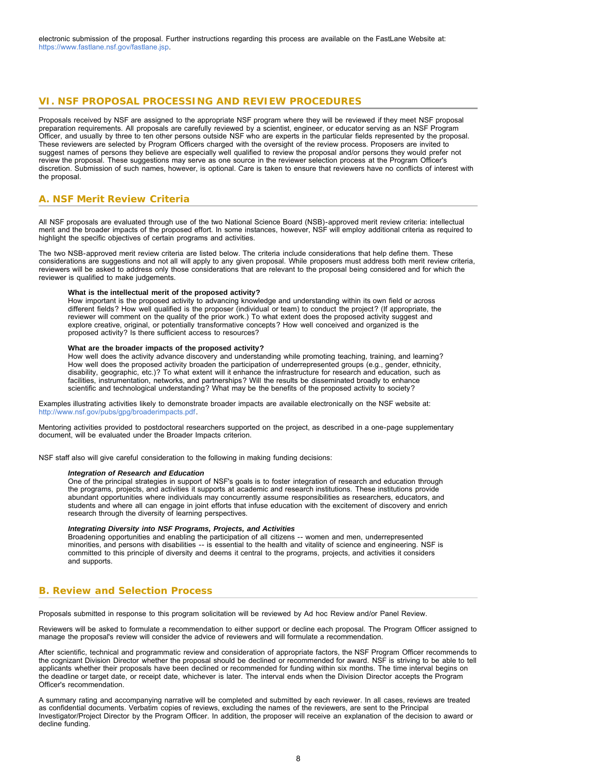electronic submission of the proposal. Further instructions regarding this process are available on the FastLane Website at: https://www.fastlane.nsf.gov/fastlane.jsp.

## VI. NSF PROPOSAL PROCESSING AND REVIEW PROCEDURES

Proposals received by NSF are assigned to the appropriate NSF program where they will be reviewed if they meet NSF proposal preparation requirements. All proposals are carefully reviewed by a scientist, engineer, or educator serving as an NSF Program Officer, and usually by three to ten other persons outside NSF who are experts in the particular fields represented by the proposal. These reviewers are selected by Program Officers charged with the oversight of the review process. Proposers are invited to suggest names of persons they believe are especially well qualified to review the proposal and/or persons they would prefer not review the proposal. These suggestions may serve as one source in the reviewer selection process at the Program Officer's discretion. Submission of such names, however, is optional. Care is taken to ensure that reviewers have no conflicts of interest with the proposal.

### A. NSF Merit Review Criteria

All NSF proposals are evaluated through use of the two National Science Board (NSB)-approved merit review criteria: intellectual merit and the broader impacts of the proposed effort. In some instances, however, NSF will employ additional criteria as required to highlight the specific objectives of certain programs and activities.

The two NSB-approved merit review criteria are listed below. The criteria include considerations that help define them. These considerations are suggestions and not all will apply to any given proposal. While proposers must address both merit review criteria, reviewers will be asked to address only those considerations that are relevant to the proposal being considered and for which the reviewer is qualified to make judgements.

**What is the intellectual merit of the proposed activity?**
How important is the proposed activity to advancing knowledge and understanding within its own field or across different fields? How well qualified is the proposer (individual or team) to conduct the project? (If appropriate, the reviewer will comment on the quality of the prior work.) To what extent does the proposed activity suggest and explore creative, original, or potentially transformative concepts? How well conceived and organized is the proposed activity? Is there sufficient access to resources?

**What are the broader impacts of the proposed activity?**
How well does the activity advance discovery and understanding while promoting teaching, training, and learning? How well does the proposed activity broaden the participation of underrepresented groups (e.g., gender, ethnicity, disability, geographic, etc.)? To what extent will it enhance the infrastructure for research and education, such as facilities, instrumentation, networks, and partnerships? Will the results be disseminated broadly to enhance scientific and technological understanding? What may be the benefits of the proposed activity to society?

Examples illustrating activities likely to demonstrate broader impacts are available electronically on the NSF website at: http://www.nsf.gov/pubs/gpg/broaderimpacts.pdf.

Mentoring activities provided to postdoctoral researchers supported on the project, as described in a one-page supplementary document, will be evaluated under the Broader Impacts criterion.

NSF staff also will give careful consideration to the following in making funding decisions:

***Integration of Research and Education***
One of the principal strategies in support of NSF's goals is to foster integration of research and education through the programs, projects, and activities it supports at academic and research institutions. These institutions provide abundant opportunities where individuals may concurrently assume responsibilities as researchers, educators, and students and where all can engage in joint efforts that infuse education with the excitement of discovery and enrich research through the diversity of learning perspectives.

***Integrating Diversity into NSF Programs, Projects, and Activities***
Broadening opportunities and enabling the participation of all citizens -- women and men, underrepresented minorities, and persons with disabilities -- is essential to the health and vitality of science and engineering. NSF is committed to this principle of diversity and deems it central to the programs, projects, and activities it considers and supports.

### B. Review and Selection Process

Proposals submitted in response to this program solicitation will be reviewed by Ad hoc Review and/or Panel Review.

Reviewers will be asked to formulate a recommendation to either support or decline each proposal. The Program Officer assigned to manage the proposal's review will consider the advice of reviewers and will formulate a recommendation.

After scientific, technical and programmatic review and consideration of appropriate factors, the NSF Program Officer recommends to the cognizant Division Director whether the proposal should be declined or recommended for award. NSF is striving to be able to tell applicants whether their proposals have been declined or recommended for funding within six months. The time interval begins on the deadline or target date, or receipt date, whichever is later. The interval ends when the Division Director accepts the Program Officer's recommendation.

A summary rating and accompanying narrative will be completed and submitted by each reviewer. In all cases, reviews are treated as confidential documents. Verbatim copies of reviews, excluding the names of the reviewers, are sent to the Principal Investigator/Project Director by the Program Officer. In addition, the proposer will receive an explanation of the decision to award or decline funding.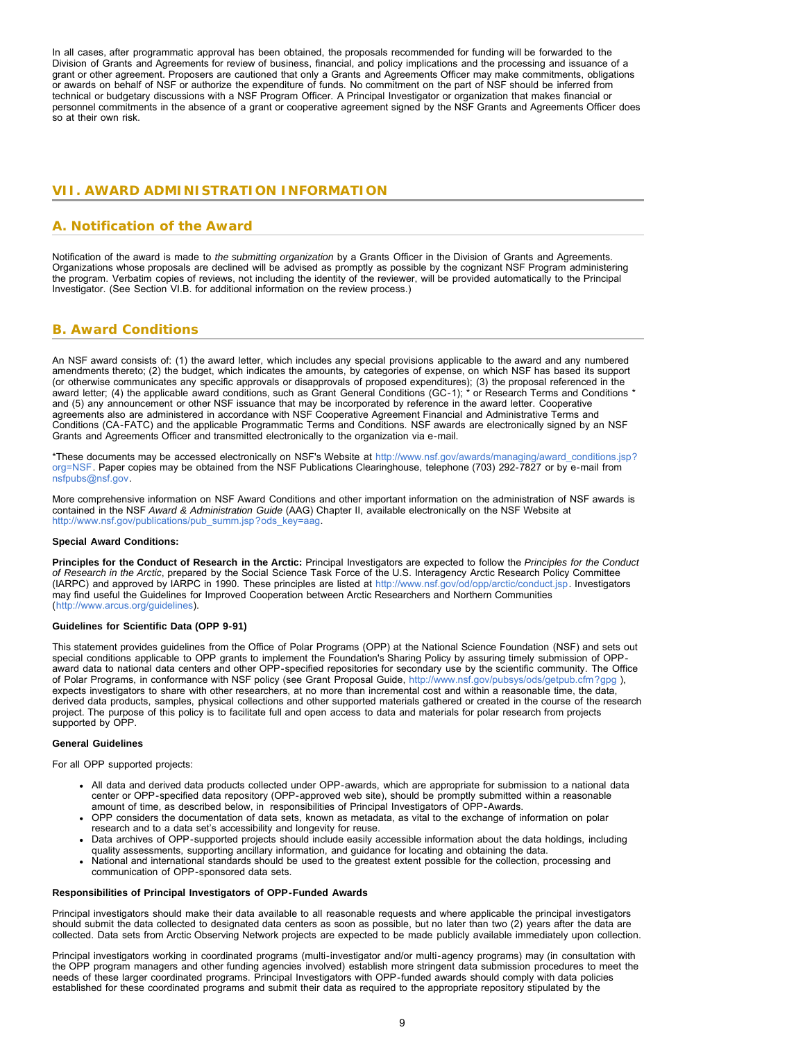In all cases, after programmatic approval has been obtained, the proposals recommended for funding will be forwarded to the Division of Grants and Agreements for review of business, financial, and policy implications and the processing and issuance of a grant or other agreement. Proposers are cautioned that only a Grants and Agreements Officer may make commitments, obligations or awards on behalf of NSF or authorize the expenditure of funds. No commitment on the part of NSF should be inferred from technical or budgetary discussions with a NSF Program Officer. A Principal Investigator or organization that makes financial or personnel commitments in the absence of a grant or cooperative agreement signed by the NSF Grants and Agreements Officer does so at their own risk.

## VII. AWARD ADMINISTRATION INFORMATION

### A. Notification of the Award

Notification of the award is made to *the submitting organization* by a Grants Officer in the Division of Grants and Agreements. Organizations whose proposals are declined will be advised as promptly as possible by the cognizant NSF Program administering the program. Verbatim copies of reviews, not including the identity of the reviewer, will be provided automatically to the Principal Investigator. (See Section VI.B. for additional information on the review process.)

### B. Award Conditions

An NSF award consists of: (1) the award letter, which includes any special provisions applicable to the award and any numbered amendments thereto; (2) the budget, which indicates the amounts, by categories of expense, on which NSF has based its support (or otherwise communicates any specific approvals or disapprovals of proposed expenditures); (3) the proposal referenced in the award letter; (4) the applicable award conditions, such as Grant General Conditions (GC-1); * or Research Terms and Conditions * and (5) any announcement or other NSF issuance that may be incorporated by reference in the award letter. Cooperative agreements also are administered in accordance with NSF Cooperative Agreement Financial and Administrative Terms and Conditions (CA-FATC) and the applicable Programmatic Terms and Conditions. NSF awards are electronically signed by an NSF Grants and Agreements Officer and transmitted electronically to the organization via e-mail.

*These documents may be accessed electronically on NSF's Website at http://www.nsf.gov/awards/managing/award_conditions.jsp?org=NSF. Paper copies may be obtained from the NSF Publications Clearinghouse, telephone (703) 292-7827 or by e-mail from nsfpubs@nsf.gov.

More comprehensive information on NSF Award Conditions and other important information on the administration of NSF awards is contained in the NSF *Award & Administration Guide* (AAG) Chapter II, available electronically on the NSF Website at http://www.nsf.gov/publications/pub_summ.jsp?ods_key=aag.

**Special Award Conditions:**

**Principles for the Conduct of Research in the Arctic:** Principal Investigators are expected to follow the *Principles for the Conduct of Research in the Arctic*, prepared by the Social Science Task Force of the U.S. Interagency Arctic Research Policy Committee (IARPC) and approved by IARPC in 1990. These principles are listed at http://www.nsf.gov/od/opp/arctic/conduct.jsp. Investigators may find useful the Guidelines for Improved Cooperation between Arctic Researchers and Northern Communities (http://www.arcus.org/guidelines).

**Guidelines for Scientific Data (OPP 9-91)**

This statement provides guidelines from the Office of Polar Programs (OPP) at the National Science Foundation (NSF) and sets out special conditions applicable to OPP grants to implement the Foundation's Sharing Policy by assuring timely submission of OPP-award data to national data centers and other OPP-specified repositories for secondary use by the scientific community. The Office of Polar Programs, in conformance with NSF policy (see Grant Proposal Guide, http://www.nsf.gov/pubsys/ods/getpub.cfm?gpg ), expects investigators to share with other researchers, at no more than incremental cost and within a reasonable time, the data, derived data products, samples, physical collections and other supported materials gathered or created in the course of the research project. The purpose of this policy is to facilitate full and open access to data and materials for polar research from projects supported by OPP.

**General Guidelines**

For all OPP supported projects:

- All data and derived data products collected under OPP-awards, which are appropriate for submission to a national data center or OPP-specified data repository (OPP-approved web site), should be promptly submitted within a reasonable amount of time, as described below, in responsibilities of Principal Investigators of OPP-Awards.
- OPP considers the documentation of data sets, known as metadata, as vital to the exchange of information on polar research and to a data set's accessibility and longevity for reuse.
- Data archives of OPP-supported projects should include easily accessible information about the data holdings, including quality assessments, supporting ancillary information, and guidance for locating and obtaining the data.
- National and international standards should be used to the greatest extent possible for the collection, processing and communication of OPP-sponsored data sets.

**Responsibilities of Principal Investigators of OPP-Funded Awards**

Principal investigators should make their data available to all reasonable requests and where applicable the principal investigators should submit the data collected to designated data centers as soon as possible, but no later than two (2) years after the data are collected. Data sets from Arctic Observing Network projects are expected to be made publicly available immediately upon collection.

Principal investigators working in coordinated programs (multi-investigator and/or multi-agency programs) may (in consultation with the OPP program managers and other funding agencies involved) establish more stringent data submission procedures to meet the needs of these larger coordinated programs. Principal Investigators with OPP-funded awards should comply with data policies established for these coordinated programs and submit their data as required to the appropriate repository stipulated by the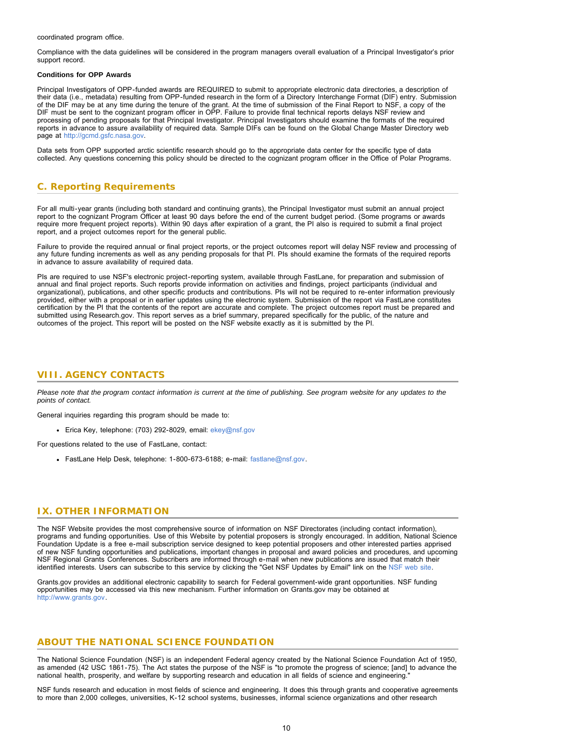coordinated program office.

Compliance with the data guidelines will be considered in the program managers overall evaluation of a Principal Investigator's prior support record.

**Conditions for OPP Awards**

Principal Investigators of OPP-funded awards are REQUIRED to submit to appropriate electronic data directories, a description of their data (i.e., metadata) resulting from OPP-funded research in the form of a Directory Interchange Format (DIF) entry. Submission of the DIF may be at any time during the tenure of the grant. At the time of submission of the Final Report to NSF, a copy of the DIF must be sent to the cognizant program officer in OPP. Failure to provide final technical reports delays NSF review and processing of pending proposals for that Principal Investigator. Principal Investigators should examine the formats of the required reports in advance to assure availability of required data. Sample DIFs can be found on the Global Change Master Directory web page at http://gcmd.gsfc.nasa.gov.

Data sets from OPP supported arctic scientific research should go to the appropriate data center for the specific type of data collected. Any questions concerning this policy should be directed to the cognizant program officer in the Office of Polar Programs.

## C. Reporting Requirements

For all multi-year grants (including both standard and continuing grants), the Principal Investigator must submit an annual project report to the cognizant Program Officer at least 90 days before the end of the current budget period. (Some programs or awards require more frequent project reports). Within 90 days after expiration of a grant, the PI also is required to submit a final project report, and a project outcomes report for the general public.

Failure to provide the required annual or final project reports, or the project outcomes report will delay NSF review and processing of any future funding increments as well as any pending proposals for that PI. PIs should examine the formats of the required reports in advance to assure availability of required data.

PIs are required to use NSF's electronic project-reporting system, available through FastLane, for preparation and submission of annual and final project reports. Such reports provide information on activities and findings, project participants (individual and organizational), publications, and other specific products and contributions. PIs will not be required to re-enter information previously provided, either with a proposal or in earlier updates using the electronic system. Submission of the report via FastLane constitutes certification by the PI that the contents of the report are accurate and complete. The project outcomes report must be prepared and submitted using Research.gov. This report serves as a brief summary, prepared specifically for the public, of the nature and outcomes of the project. This report will be posted on the NSF website exactly as it is submitted by the PI.

# VIII. AGENCY CONTACTS

*Please note that the program contact information is current at the time of publishing. See program website for any updates to the points of contact.*

General inquiries regarding this program should be made to:

- Erica Key, telephone: (703) 292-8029, email: ekey@nsf.gov

For questions related to the use of FastLane, contact:

- FastLane Help Desk, telephone: 1-800-673-6188; e-mail: fastlane@nsf.gov.

# IX. OTHER INFORMATION

The NSF Website provides the most comprehensive source of information on NSF Directorates (including contact information), programs and funding opportunities. Use of this Website by potential proposers is strongly encouraged. In addition, National Science Foundation Update is a free e-mail subscription service designed to keep potential proposers and other interested parties apprised of new NSF funding opportunities and publications, important changes in proposal and award policies and procedures, and upcoming NSF Regional Grants Conferences. Subscribers are informed through e-mail when new publications are issued that match their identified interests. Users can subscribe to this service by clicking the "Get NSF Updates by Email" link on the NSF web site.

Grants.gov provides an additional electronic capability to search for Federal government-wide grant opportunities. NSF funding opportunities may be accessed via this new mechanism. Further information on Grants.gov may be obtained at http://www.grants.gov.

# ABOUT THE NATIONAL SCIENCE FOUNDATION

The National Science Foundation (NSF) is an independent Federal agency created by the National Science Foundation Act of 1950, as amended (42 USC 1861-75). The Act states the purpose of the NSF is "to promote the progress of science; [and] to advance the national health, prosperity, and welfare by supporting research and education in all fields of science and engineering."

NSF funds research and education in most fields of science and engineering. It does this through grants and cooperative agreements to more than 2,000 colleges, universities, K-12 school systems, businesses, informal science organizations and other research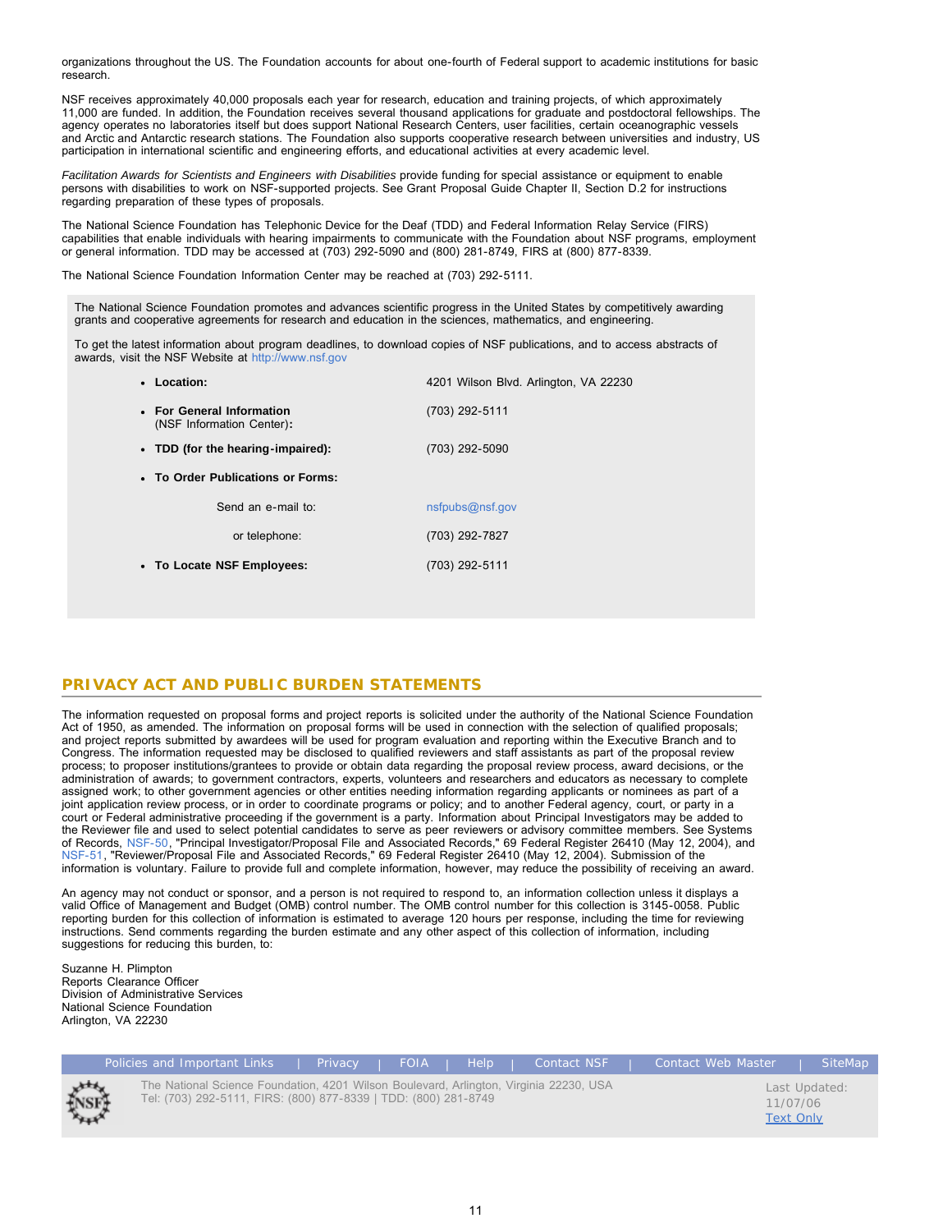organizations throughout the US. The Foundation accounts for about one-fourth of Federal support to academic institutions for basic research.

NSF receives approximately 40,000 proposals each year for research, education and training projects, of which approximately 11,000 are funded. In addition, the Foundation receives several thousand applications for graduate and postdoctoral fellowships. The agency operates no laboratories itself but does support National Research Centers, user facilities, certain oceanographic vessels and Arctic and Antarctic research stations. The Foundation also supports cooperative research between universities and industry, US participation in international scientific and engineering efforts, and educational activities at every academic level.

*Facilitation Awards for Scientists and Engineers with Disabilities* provide funding for special assistance or equipment to enable persons with disabilities to work on NSF-supported projects. See Grant Proposal Guide Chapter II, Section D.2 for instructions regarding preparation of these types of proposals.

The National Science Foundation has Telephonic Device for the Deaf (TDD) and Federal Information Relay Service (FIRS) capabilities that enable individuals with hearing impairments to communicate with the Foundation about NSF programs, employment or general information. TDD may be accessed at (703) 292-5090 and (800) 281-8749, FIRS at (800) 877-8339.

The National Science Foundation Information Center may be reached at (703) 292-5111.

The National Science Foundation promotes and advances scientific progress in the United States by competitively awarding grants and cooperative agreements for research and education in the sciences, mathematics, and engineering.

To get the latest information about program deadlines, to download copies of NSF publications, and to access abstracts of awards, visit the NSF Website at http://www.nsf.gov

| | |
|---|---|
| • **Location:** | 4201 Wilson Blvd. Arlington, VA 22230 |
| • **For General Information** (NSF Information Center)**:** | (703) 292-5111 |
| • **TDD (for the hearing-impaired):** | (703) 292-5090 |
| • **To Order Publications or Forms:** | |
| Send an e-mail to: | nsfpubs@nsf.gov |
| or telephone: | (703) 292-7827 |
| • **To Locate NSF Employees:** | (703) 292-5111 |

## PRIVACY ACT AND PUBLIC BURDEN STATEMENTS

The information requested on proposal forms and project reports is solicited under the authority of the National Science Foundation Act of 1950, as amended. The information on proposal forms will be used in connection with the selection of qualified proposals; and project reports submitted by awardees will be used for program evaluation and reporting within the Executive Branch and to Congress. The information requested may be disclosed to qualified reviewers and staff assistants as part of the proposal review process; to proposer institutions/grantees to provide or obtain data regarding the proposal review process, award decisions, or the administration of awards; to government contractors, experts, volunteers and researchers and educators as necessary to complete assigned work; to other government agencies or other entities needing information regarding applicants or nominees as part of a joint application review process, or in order to coordinate programs or policy; and to another Federal agency, court, or party in a court or Federal administrative proceeding if the government is a party. Information about Principal Investigators may be added to the Reviewer file and used to select potential candidates to serve as peer reviewers or advisory committee members. See Systems of Records, NSF-50, "Principal Investigator/Proposal File and Associated Records," 69 Federal Register 26410 (May 12, 2004), and NSF-51, "Reviewer/Proposal File and Associated Records," 69 Federal Register 26410 (May 12, 2004). Submission of the information is voluntary. Failure to provide full and complete information, however, may reduce the possibility of receiving an award.

An agency may not conduct or sponsor, and a person is not required to respond to, an information collection unless it displays a valid Office of Management and Budget (OMB) control number. The OMB control number for this collection is 3145-0058. Public reporting burden for this collection of information is estimated to average 120 hours per response, including the time for reviewing instructions. Send comments regarding the burden estimate and any other aspect of this collection of information, including suggestions for reducing this burden, to:

Suzanne H. Plimpton
Reports Clearance Officer
Division of Administrative Services
National Science Foundation
Arlington, VA 22230

Policies and Important Links | Privacy | FOIA | Help | Contact NSF | Contact Web Master | SiteMap

The National Science Foundation, 4201 Wilson Boulevard, Arlington, Virginia 22230, USA
Tel: (703) 292-5111, FIRS: (800) 877-8339 | TDD: (800) 281-8749

Last Updated:
11/07/06
Text Only